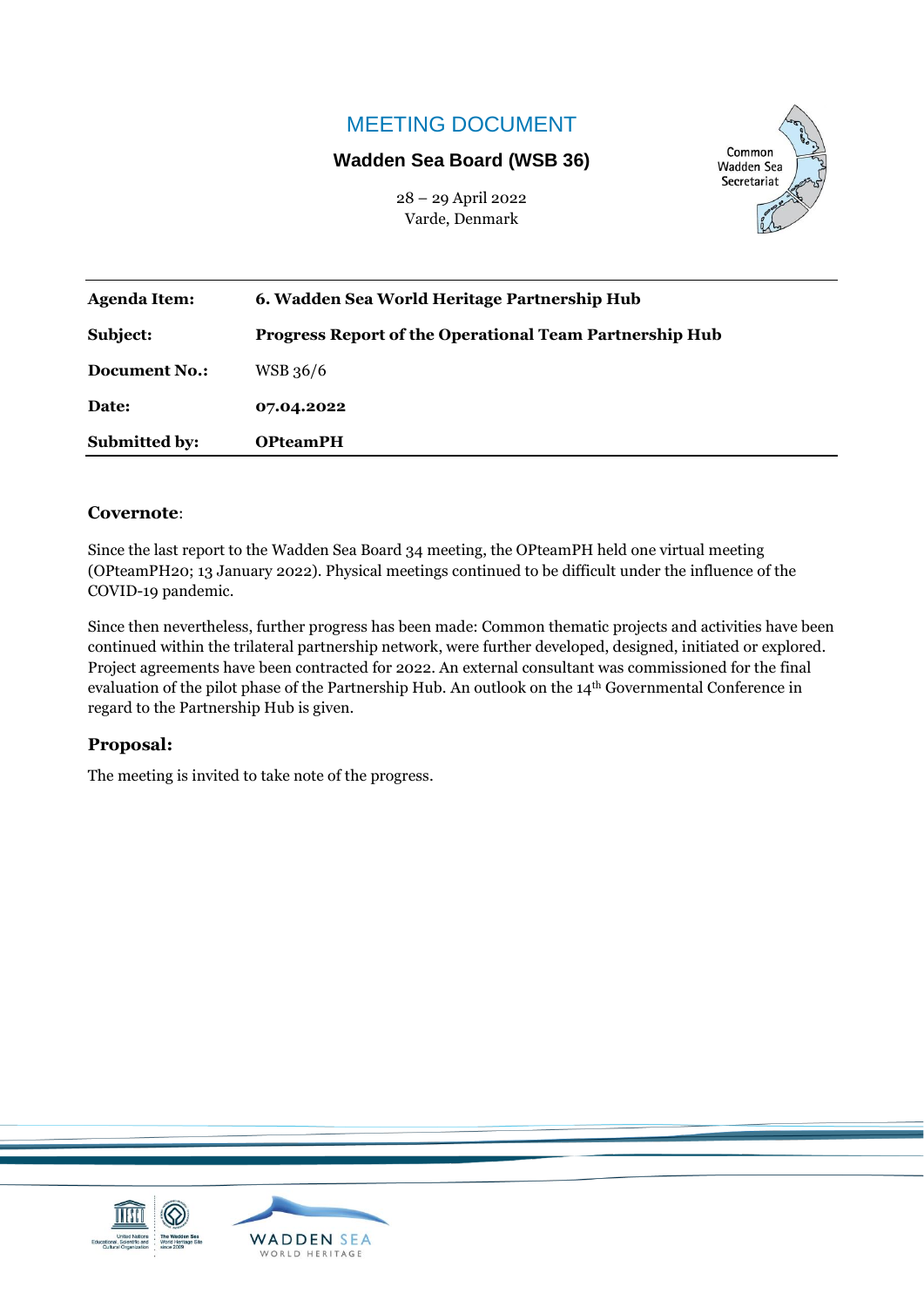# MEETING DOCUMENT

## Wadden Sea Board (WSB 36)

28 – 29 April 2022
Varde, Denmark

| Agenda Item: | 6. Wadden Sea World Heritage Partnership Hub |
|---|---|
| Subject: | Progress Report of the Operational Team Partnership Hub |
| Document No.: | WSB 36/6 |
| Date: | 07.04.2022 |
| Submitted by: | OPteamPH |

### Covernote:

Since the last report to the Wadden Sea Board 34 meeting, the OPteamPH held one virtual meeting (OPteamPH20; 13 January 2022). Physical meetings continued to be difficult under the influence of the COVID-19 pandemic.

Since then nevertheless, further progress has been made: Common thematic projects and activities have been continued within the trilateral partnership network, were further developed, designed, initiated or explored. Project agreements have been contracted for 2022. An external consultant was commissioned for the final evaluation of the pilot phase of the Partnership Hub. An outlook on the 14th Governmental Conference in regard to the Partnership Hub is given.

### Proposal:

The meeting is invited to take note of the progress.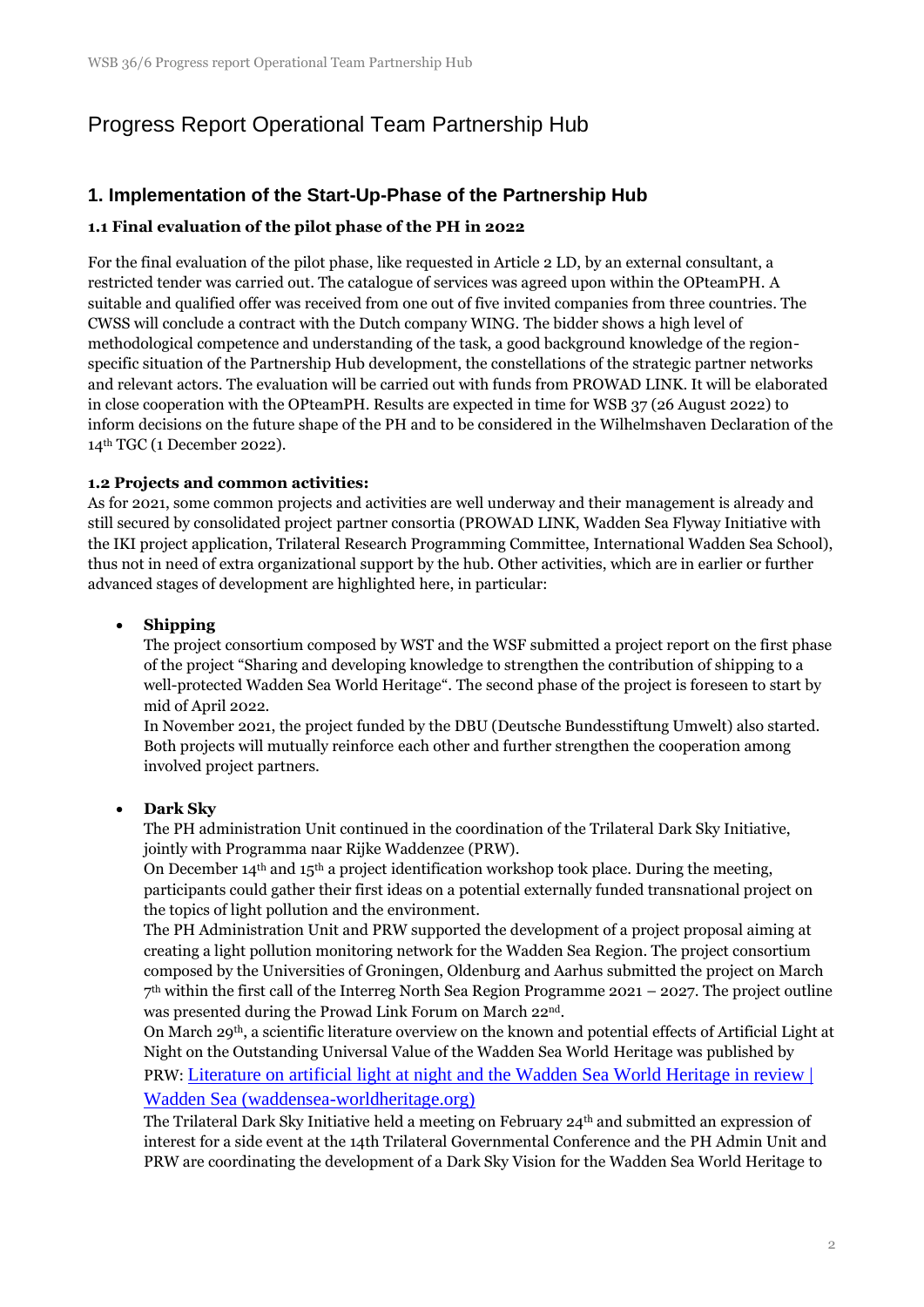# Progress Report Operational Team Partnership Hub

## 1. Implementation of the Start-Up-Phase of the Partnership Hub

### 1.1 Final evaluation of the pilot phase of the PH in 2022

For the final evaluation of the pilot phase, like requested in Article 2 LD, by an external consultant, a restricted tender was carried out. The catalogue of services was agreed upon within the OPteamPH. A suitable and qualified offer was received from one out of five invited companies from three countries. The CWSS will conclude a contract with the Dutch company WING. The bidder shows a high level of methodological competence and understanding of the task, a good background knowledge of the region-specific situation of the Partnership Hub development, the constellations of the strategic partner networks and relevant actors. The evaluation will be carried out with funds from PROWAD LINK. It will be elaborated in close cooperation with the OPteamPH. Results are expected in time for WSB 37 (26 August 2022) to inform decisions on the future shape of the PH and to be considered in the Wilhelmshaven Declaration of the 14th TGC (1 December 2022).

### 1.2 Projects and common activities:

As for 2021, some common projects and activities are well underway and their management is already and still secured by consolidated project partner consortia (PROWAD LINK, Wadden Sea Flyway Initiative with the IKI project application, Trilateral Research Programming Committee, International Wadden Sea School), thus not in need of extra organizational support by the hub. Other activities, which are in earlier or further advanced stages of development are highlighted here, in particular:

- **Shipping**
  The project consortium composed by WST and the WSF submitted a project report on the first phase of the project "Sharing and developing knowledge to strengthen the contribution of shipping to a well-protected Wadden Sea World Heritage". The second phase of the project is foreseen to start by mid of April 2022.
  In November 2021, the project funded by the DBU (Deutsche Bundesstiftung Umwelt) also started. Both projects will mutually reinforce each other and further strengthen the cooperation among involved project partners.

- **Dark Sky**
  The PH administration Unit continued in the coordination of the Trilateral Dark Sky Initiative, jointly with Programma naar Rijke Waddenzee (PRW).
  On December 14th and 15th a project identification workshop took place. During the meeting, participants could gather their first ideas on a potential externally funded transnational project on the topics of light pollution and the environment.
  The PH Administration Unit and PRW supported the development of a project proposal aiming at creating a light pollution monitoring network for the Wadden Sea Region. The project consortium composed by the Universities of Groningen, Oldenburg and Aarhus submitted the project on March 7th within the first call of the Interreg North Sea Region Programme 2021 – 2027. The project outline was presented during the Prowad Link Forum on March 22nd.
  On March 29th, a scientific literature overview on the known and potential effects of Artificial Light at Night on the Outstanding Universal Value of the Wadden Sea World Heritage was published by PRW: [Literature on artificial light at night and the Wadden Sea World Heritage in review | Wadden Sea (waddensea-worldheritage.org)]
  The Trilateral Dark Sky Initiative held a meeting on February 24th and submitted an expression of interest for a side event at the 14th Trilateral Governmental Conference and the PH Admin Unit and PRW are coordinating the development of a Dark Sky Vision for the Wadden Sea World Heritage to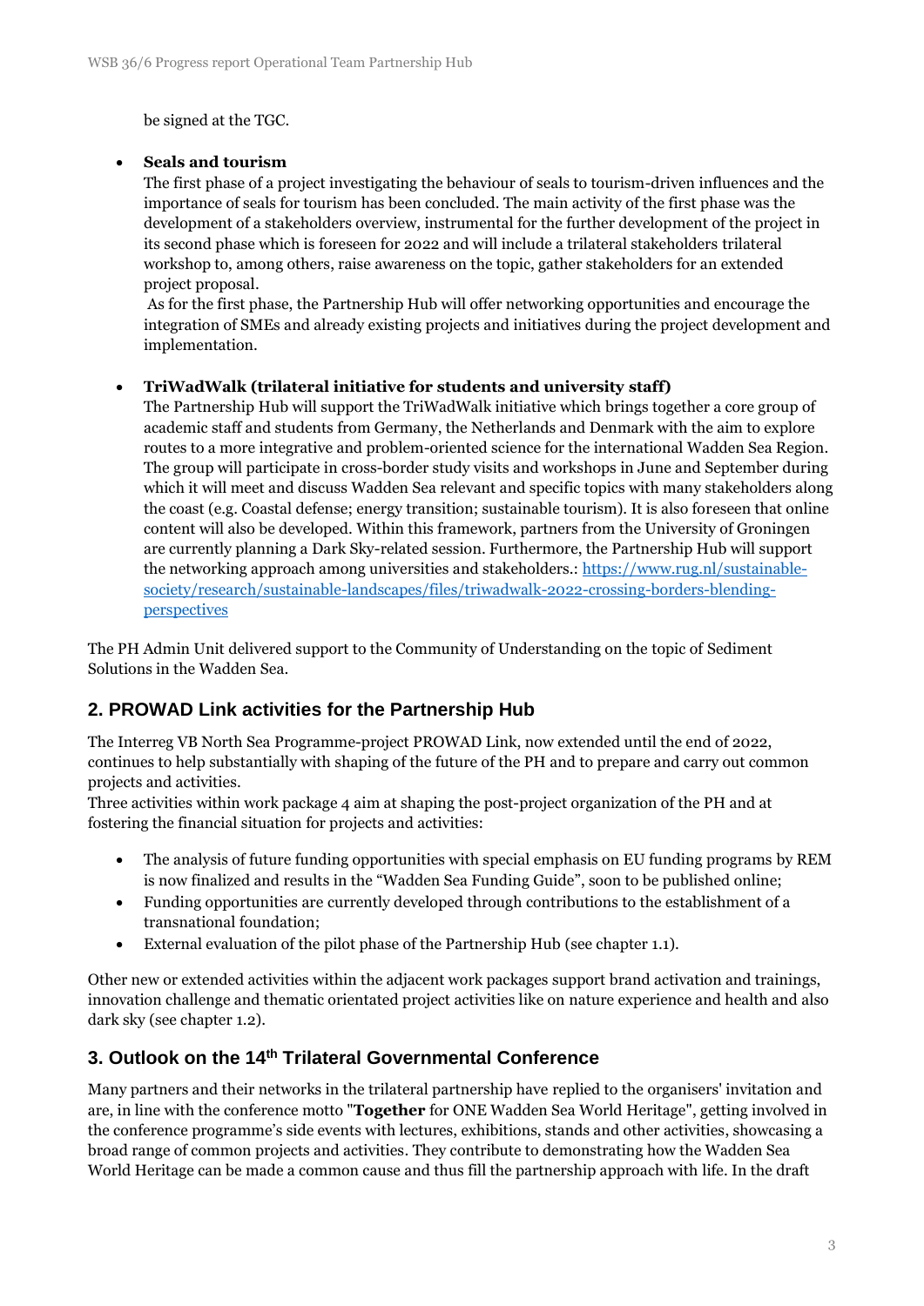be signed at the TGC.

- **Seals and tourism**
  The first phase of a project investigating the behaviour of seals to tourism-driven influences and the importance of seals for tourism has been concluded. The main activity of the first phase was the development of a stakeholders overview, instrumental for the further development of the project in its second phase which is foreseen for 2022 and will include a trilateral stakeholders trilateral workshop to, among others, raise awareness on the topic, gather stakeholders for an extended project proposal.
  As for the first phase, the Partnership Hub will offer networking opportunities and encourage the integration of SMEs and already existing projects and initiatives during the project development and implementation.

- **TriWadWalk (trilateral initiative for students and university staff)**
  The Partnership Hub will support the TriWadWalk initiative which brings together a core group of academic staff and students from Germany, the Netherlands and Denmark with the aim to explore routes to a more integrative and problem-oriented science for the international Wadden Sea Region. The group will participate in cross-border study visits and workshops in June and September during which it will meet and discuss Wadden Sea relevant and specific topics with many stakeholders along the coast (e.g. Coastal defense; energy transition; sustainable tourism). It is also foreseen that online content will also be developed. Within this framework, partners from the University of Groningen are currently planning a Dark Sky-related session. Furthermore, the Partnership Hub will support the networking approach among universities and stakeholders.: [https://www.rug.nl/sustainable-society/research/sustainable-landscapes/files/triwadwalk-2022-crossing-borders-blending-perspectives](https://www.rug.nl/sustainable-society/research/sustainable-landscapes/files/triwadwalk-2022-crossing-borders-blending-perspectives)

The PH Admin Unit delivered support to the Community of Understanding on the topic of Sediment Solutions in the Wadden Sea.

## 2. PROWAD Link activities for the Partnership Hub

The Interreg VB North Sea Programme-project PROWAD Link, now extended until the end of 2022, continues to help substantially with shaping of the future of the PH and to prepare and carry out common projects and activities.
Three activities within work package 4 aim at shaping the post-project organization of the PH and at fostering the financial situation for projects and activities:

- The analysis of future funding opportunities with special emphasis on EU funding programs by REM is now finalized and results in the "Wadden Sea Funding Guide", soon to be published online;
- Funding opportunities are currently developed through contributions to the establishment of a transnational foundation;
- External evaluation of the pilot phase of the Partnership Hub (see chapter 1.1).

Other new or extended activities within the adjacent work packages support brand activation and trainings, innovation challenge and thematic orientated project activities like on nature experience and health and also dark sky (see chapter 1.2).

## 3. Outlook on the 14th Trilateral Governmental Conference

Many partners and their networks in the trilateral partnership have replied to the organisers' invitation and are, in line with the conference motto "**Together** for ONE Wadden Sea World Heritage", getting involved in the conference programme's side events with lectures, exhibitions, stands and other activities, showcasing a broad range of common projects and activities. They contribute to demonstrating how the Wadden Sea World Heritage can be made a common cause and thus fill the partnership approach with life. In the draft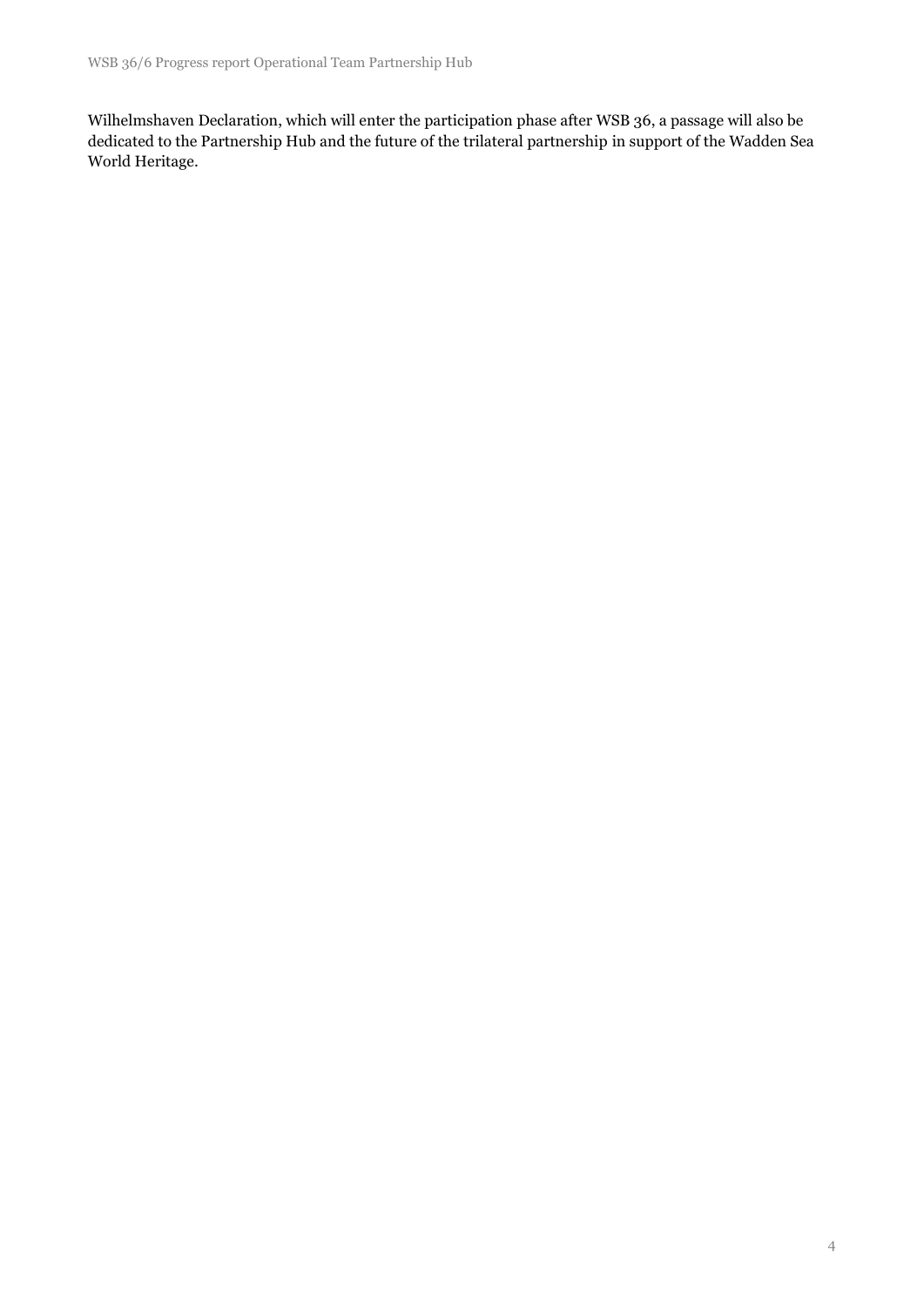Wilhelmshaven Declaration, which will enter the participation phase after WSB 36, a passage will also be dedicated to the Partnership Hub and the future of the trilateral partnership in support of the Wadden Sea World Heritage.